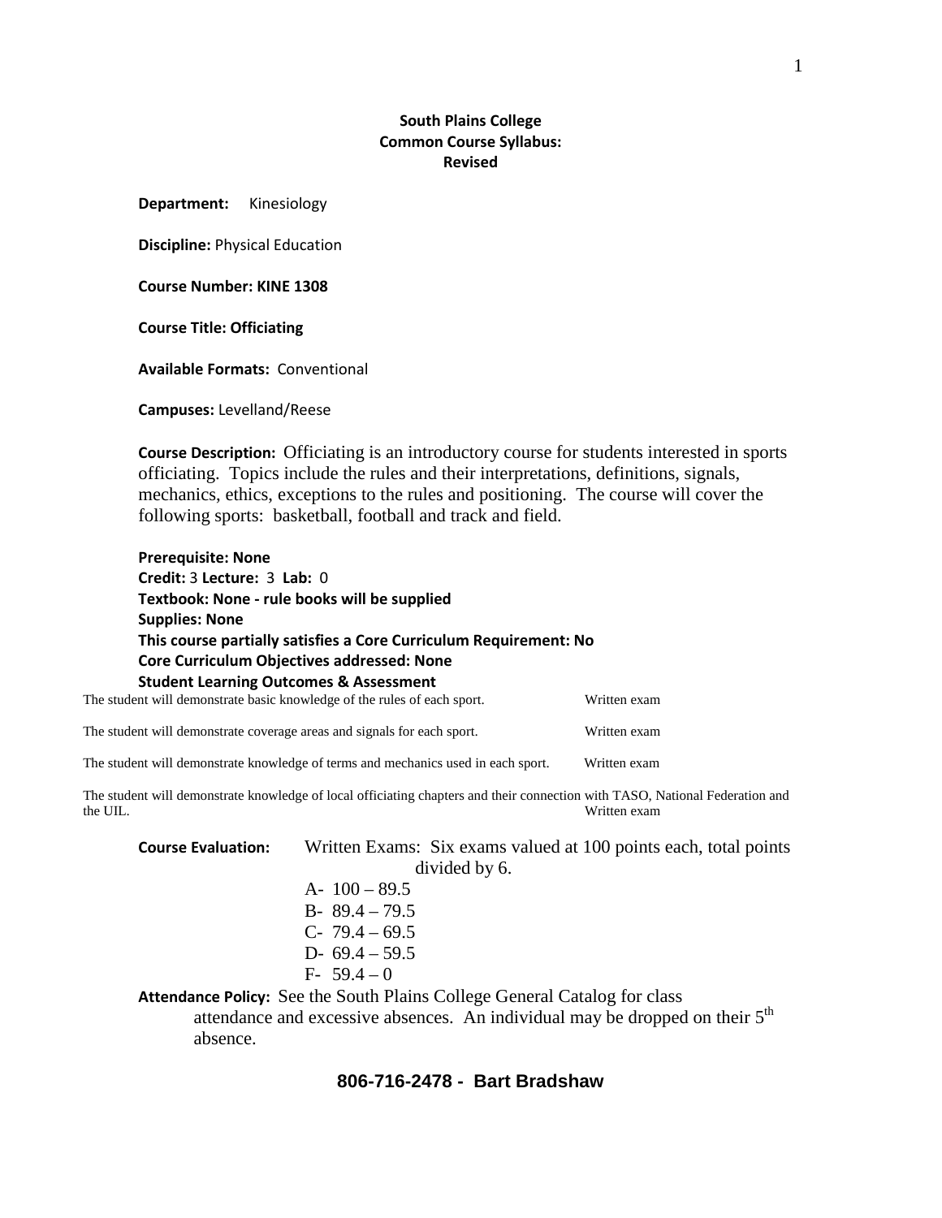**South Plains College**
**Common Course Syllabus:**
**Revised**

**Department:** Kinesiology

**Discipline:** Physical Education

**Course Number: KINE 1308**

**Course Title: Officiating**

**Available Formats:** Conventional

**Campuses:** Levelland/Reese

**Course Description:** Officiating is an introductory course for students interested in sports officiating. Topics include the rules and their interpretations, definitions, signals, mechanics, ethics, exceptions to the rules and positioning. The course will cover the following sports: basketball, football and track and field.

**Prerequisite: None**
**Credit:** 3 **Lecture:** 3 **Lab:** 0
**Textbook: None - rule books will be supplied**
**Supplies: None**
**This course partially satisfies a Core Curriculum Requirement: No**
**Core Curriculum Objectives addressed: None**
**Student Learning Outcomes & Assessment**

| | |
|---|---|
| The student will demonstrate basic knowledge of the rules of each sport. | Written exam |
| The student will demonstrate coverage areas and signals for each sport. | Written exam |
| The student will demonstrate knowledge of terms and mechanics used in each sport. | Written exam |
| The student will demonstrate knowledge of local officiating chapters and their connection with TASO, National Federation and the UIL. | Written exam |

**Course Evaluation:** Written Exams: Six exams valued at 100 points each, total points divided by 6.

- A- 100 – 89.5
- B- 89.4 – 79.5
- C- 79.4 – 69.5
- D- 69.4 – 59.5
- F- 59.4 – 0

**Attendance Policy:** See the South Plains College General Catalog for class attendance and excessive absences. An individual may be dropped on their 5th absence.

**806-716-2478 - Bart Bradshaw**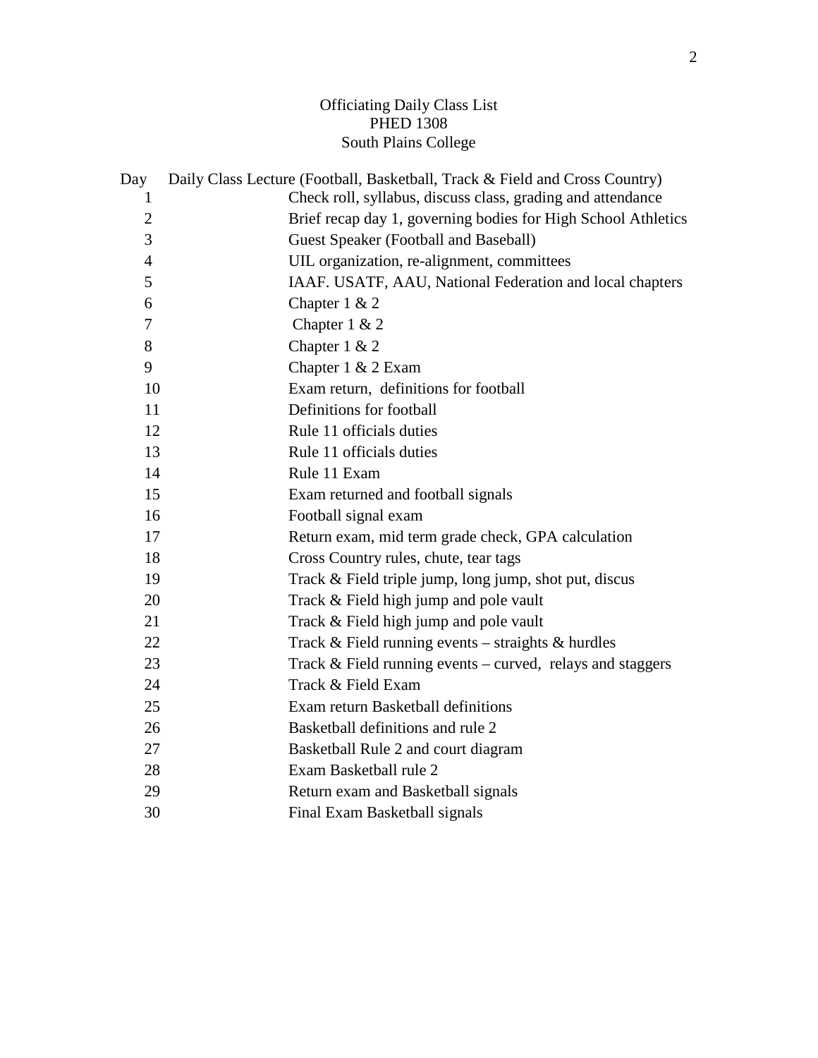Officiating Daily Class List
PHED 1308
South Plains College

| Day | Daily Class Lecture (Football, Basketball, Track & Field and Cross Country) |
| --- | --- |
| 1 | Check roll, syllabus, discuss class, grading and attendance |
| 2 | Brief recap day 1, governing bodies for High School Athletics |
| 3 | Guest Speaker (Football and Baseball) |
| 4 | UIL organization, re-alignment, committees |
| 5 | IAAF. USATF, AAU, National Federation and local chapters |
| 6 | Chapter 1 & 2 |
| 7 | Chapter 1 & 2 |
| 8 | Chapter 1 & 2 |
| 9 | Chapter 1 & 2 Exam |
| 10 | Exam return, definitions for football |
| 11 | Definitions for football |
| 12 | Rule 11 officials duties |
| 13 | Rule 11 officials duties |
| 14 | Rule 11 Exam |
| 15 | Exam returned and football signals |
| 16 | Football signal exam |
| 17 | Return exam, mid term grade check, GPA calculation |
| 18 | Cross Country rules, chute, tear tags |
| 19 | Track & Field triple jump, long jump, shot put, discus |
| 20 | Track & Field high jump and pole vault |
| 21 | Track & Field high jump and pole vault |
| 22 | Track & Field running events – straights & hurdles |
| 23 | Track & Field running events – curved, relays and staggers |
| 24 | Track & Field Exam |
| 25 | Exam return Basketball definitions |
| 26 | Basketball definitions and rule 2 |
| 27 | Basketball Rule 2 and court diagram |
| 28 | Exam Basketball rule 2 |
| 29 | Return exam and Basketball signals |
| 30 | Final Exam Basketball signals |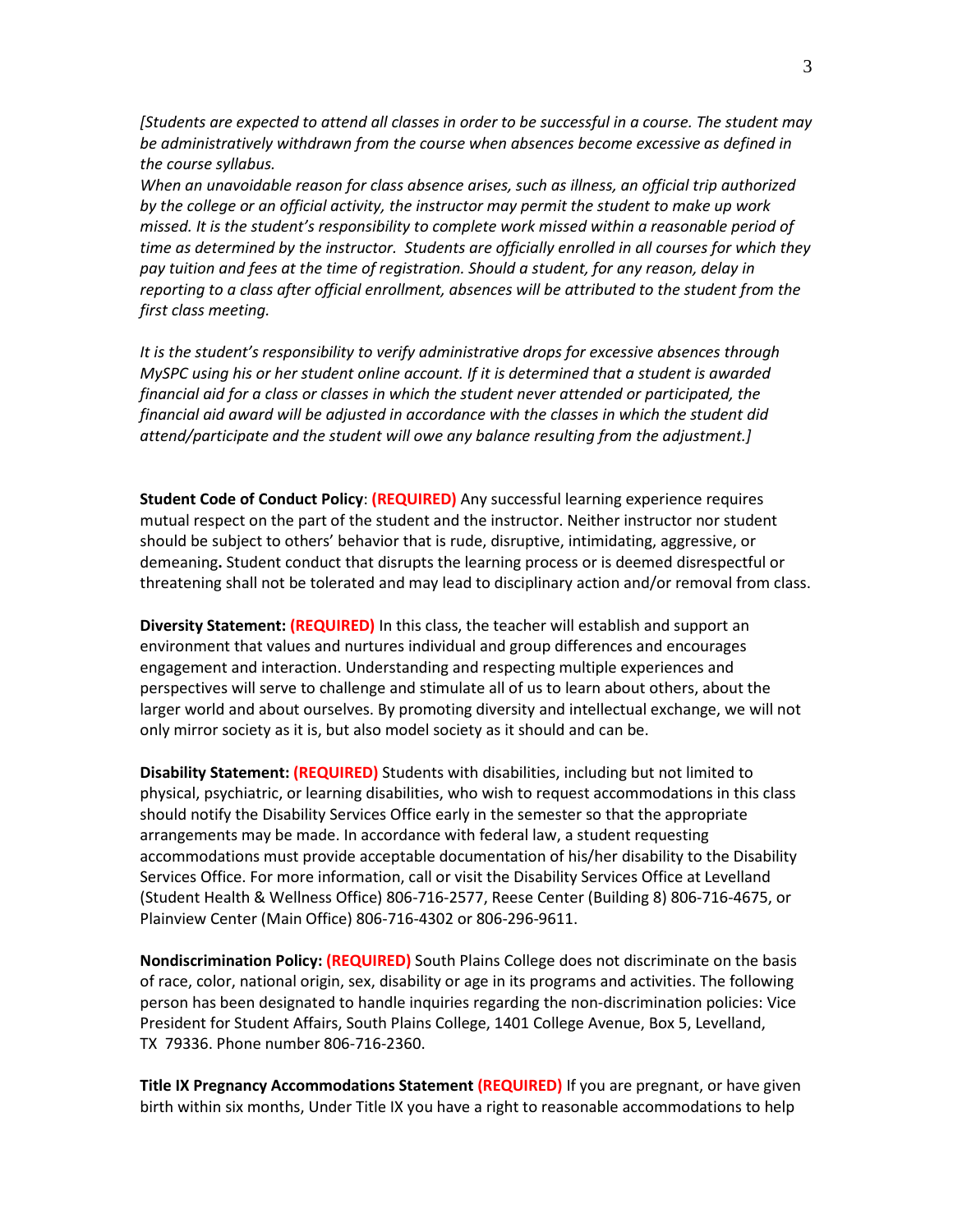*[Students are expected to attend all classes in order to be successful in a course. The student may be administratively withdrawn from the course when absences become excessive as defined in the course syllabus.*

*When an unavoidable reason for class absence arises, such as illness, an official trip authorized by the college or an official activity, the instructor may permit the student to make up work missed. It is the student's responsibility to complete work missed within a reasonable period of time as determined by the instructor. Students are officially enrolled in all courses for which they pay tuition and fees at the time of registration. Should a student, for any reason, delay in reporting to a class after official enrollment, absences will be attributed to the student from the first class meeting.*

*It is the student's responsibility to verify administrative drops for excessive absences through MySPC using his or her student online account. If it is determined that a student is awarded financial aid for a class or classes in which the student never attended or participated, the financial aid award will be adjusted in accordance with the classes in which the student did attend/participate and the student will owe any balance resulting from the adjustment.]*

**Student Code of Conduct Policy**: **(REQUIRED)** Any successful learning experience requires mutual respect on the part of the student and the instructor. Neither instructor nor student should be subject to others' behavior that is rude, disruptive, intimidating, aggressive, or demeaning**.** Student conduct that disrupts the learning process or is deemed disrespectful or threatening shall not be tolerated and may lead to disciplinary action and/or removal from class.

**Diversity Statement: (REQUIRED)** In this class, the teacher will establish and support an environment that values and nurtures individual and group differences and encourages engagement and interaction. Understanding and respecting multiple experiences and perspectives will serve to challenge and stimulate all of us to learn about others, about the larger world and about ourselves. By promoting diversity and intellectual exchange, we will not only mirror society as it is, but also model society as it should and can be.

**Disability Statement: (REQUIRED)** Students with disabilities, including but not limited to physical, psychiatric, or learning disabilities, who wish to request accommodations in this class should notify the Disability Services Office early in the semester so that the appropriate arrangements may be made. In accordance with federal law, a student requesting accommodations must provide acceptable documentation of his/her disability to the Disability Services Office. For more information, call or visit the Disability Services Office at Levelland (Student Health & Wellness Office) 806-716-2577, Reese Center (Building 8) 806-716-4675, or Plainview Center (Main Office) 806-716-4302 or 806-296-9611.

**Nondiscrimination Policy: (REQUIRED)** South Plains College does not discriminate on the basis of race, color, national origin, sex, disability or age in its programs and activities. The following person has been designated to handle inquiries regarding the non-discrimination policies: Vice President for Student Affairs, South Plains College, 1401 College Avenue, Box 5, Levelland, TX 79336. Phone number 806-716-2360.

**Title IX Pregnancy Accommodations Statement (REQUIRED)** If you are pregnant, or have given birth within six months, Under Title IX you have a right to reasonable accommodations to help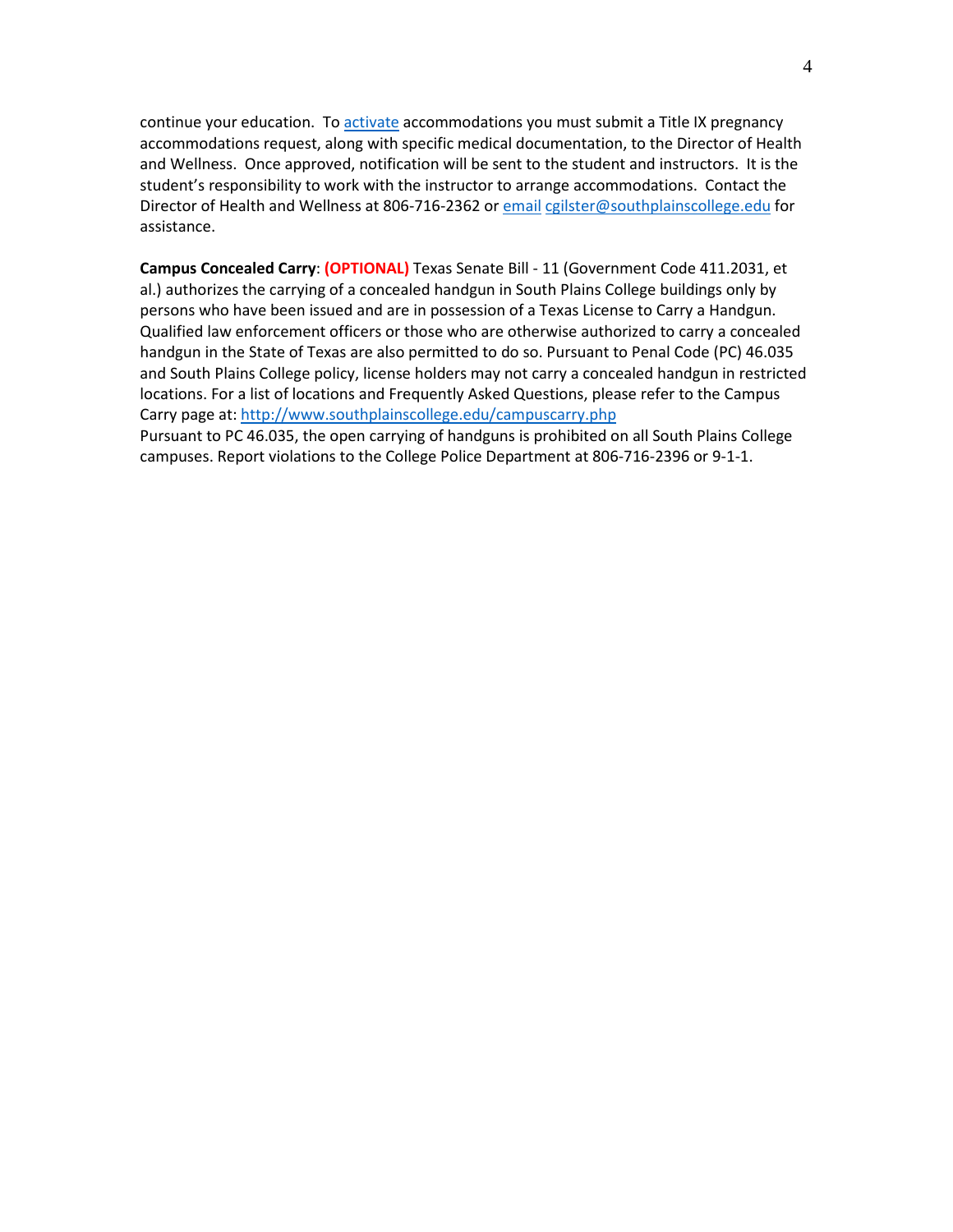continue your education. To [activate](#) accommodations you must submit a Title IX pregnancy accommodations request, along with specific medical documentation, to the Director of Health and Wellness. Once approved, notification will be sent to the student and instructors. It is the student's responsibility to work with the instructor to arrange accommodations. Contact the Director of Health and Wellness at 806-716-2362 or [email](mailto:cgilster@southplainscollege.edu) cgilster@southplainscollege.edu for assistance.

**Campus Concealed Carry**: **(OPTIONAL)** Texas Senate Bill - 11 (Government Code 411.2031, et al.) authorizes the carrying of a concealed handgun in South Plains College buildings only by persons who have been issued and are in possession of a Texas License to Carry a Handgun. Qualified law enforcement officers or those who are otherwise authorized to carry a concealed handgun in the State of Texas are also permitted to do so. Pursuant to Penal Code (PC) 46.035 and South Plains College policy, license holders may not carry a concealed handgun in restricted locations. For a list of locations and Frequently Asked Questions, please refer to the Campus Carry page at: http://www.southplainscollege.edu/campuscarry.php
Pursuant to PC 46.035, the open carrying of handguns is prohibited on all South Plains College campuses. Report violations to the College Police Department at 806-716-2396 or 9-1-1.